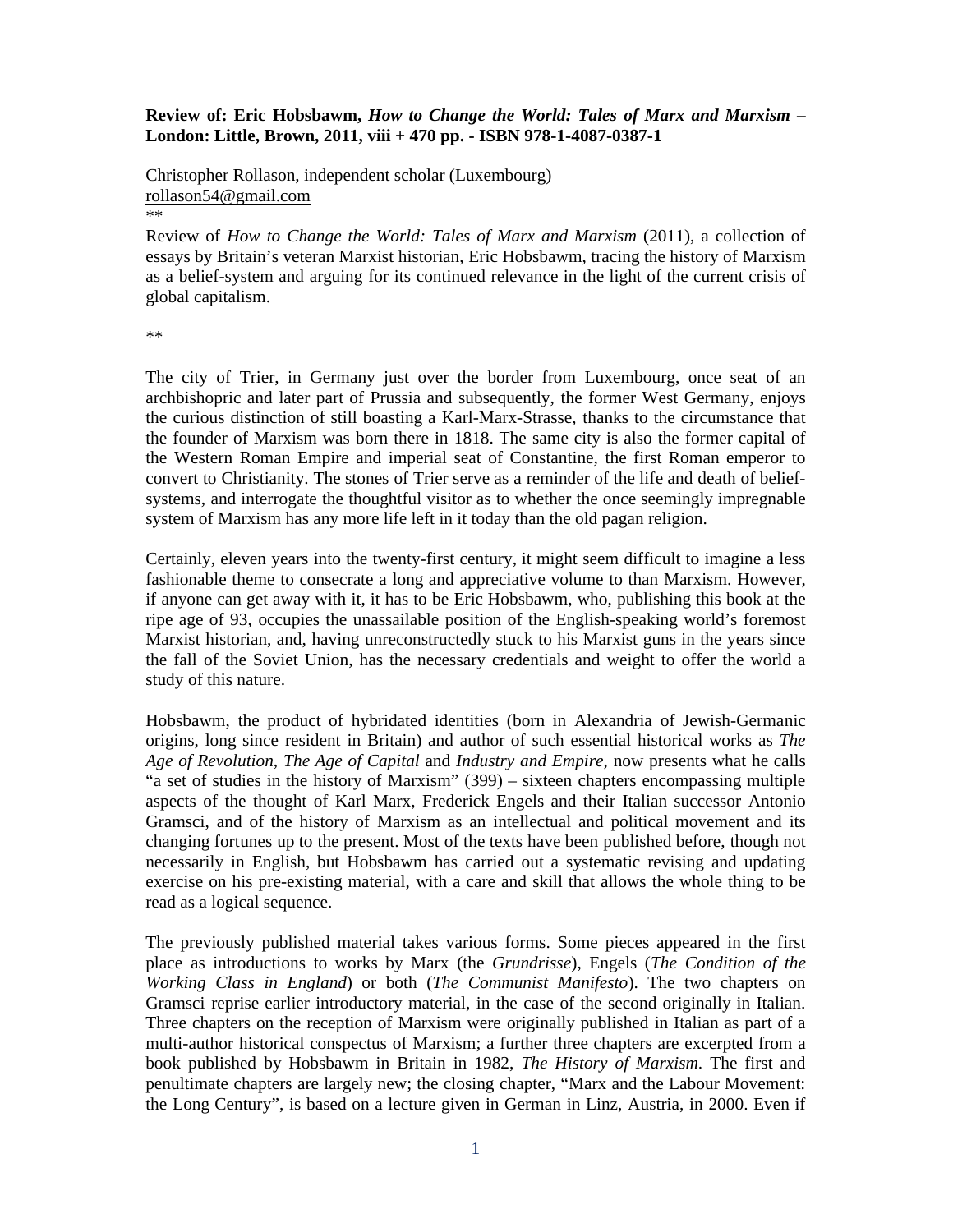**Review of: Eric Hobsbawm, *How to Change the World: Tales of Marx and Marxism* – London: Little, Brown, 2011, viii + 470 pp. - ISBN 978-1-4087-0387-1**

Christopher Rollason, independent scholar (Luxembourg)
rollason54@gmail.com

**

Review of *How to Change the World: Tales of Marx and Marxism* (2011), a collection of essays by Britain's veteran Marxist historian, Eric Hobsbawm, tracing the history of Marxism as a belief-system and arguing for its continued relevance in the light of the current crisis of global capitalism.

**

The city of Trier, in Germany just over the border from Luxembourg, once seat of an archbishopric and later part of Prussia and subsequently, the former West Germany, enjoys the curious distinction of still boasting a Karl-Marx-Strasse, thanks to the circumstance that the founder of Marxism was born there in 1818. The same city is also the former capital of the Western Roman Empire and imperial seat of Constantine, the first Roman emperor to convert to Christianity. The stones of Trier serve as a reminder of the life and death of belief-systems, and interrogate the thoughtful visitor as to whether the once seemingly impregnable system of Marxism has any more life left in it today than the old pagan religion.

Certainly, eleven years into the twenty-first century, it might seem difficult to imagine a less fashionable theme to consecrate a long and appreciative volume to than Marxism. However, if anyone can get away with it, it has to be Eric Hobsbawm, who, publishing this book at the ripe age of 93, occupies the unassailable position of the English-speaking world's foremost Marxist historian, and, having unreconstructedly stuck to his Marxist guns in the years since the fall of the Soviet Union, has the necessary credentials and weight to offer the world a study of this nature.

Hobsbawm, the product of hybridated identities (born in Alexandria of Jewish-Germanic origins, long since resident in Britain) and author of such essential historical works as *The Age of Revolution*, *The Age of Capital* and *Industry and Empire*, now presents what he calls "a set of studies in the history of Marxism" (399) – sixteen chapters encompassing multiple aspects of the thought of Karl Marx, Frederick Engels and their Italian successor Antonio Gramsci, and of the history of Marxism as an intellectual and political movement and its changing fortunes up to the present. Most of the texts have been published before, though not necessarily in English, but Hobsbawm has carried out a systematic revising and updating exercise on his pre-existing material, with a care and skill that allows the whole thing to be read as a logical sequence.

The previously published material takes various forms. Some pieces appeared in the first place as introductions to works by Marx (the *Grundrisse*), Engels (*The Condition of the Working Class in England*) or both (*The Communist Manifesto*). The two chapters on Gramsci reprise earlier introductory material, in the case of the second originally in Italian. Three chapters on the reception of Marxism were originally published in Italian as part of a multi-author historical conspectus of Marxism; a further three chapters are excerpted from a book published by Hobsbawm in Britain in 1982, *The History of Marxism*. The first and penultimate chapters are largely new; the closing chapter, "Marx and the Labour Movement: the Long Century", is based on a lecture given in German in Linz, Austria, in 2000. Even if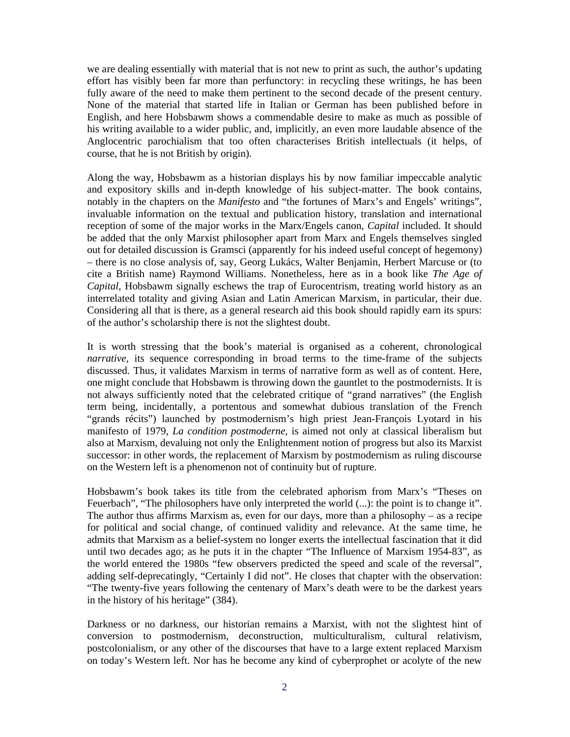we are dealing essentially with material that is not new to print as such, the author's updating effort has visibly been far more than perfunctory: in recycling these writings, he has been fully aware of the need to make them pertinent to the second decade of the present century. None of the material that started life in Italian or German has been published before in English, and here Hobsbawm shows a commendable desire to make as much as possible of his writing available to a wider public, and, implicitly, an even more laudable absence of the Anglocentric parochialism that too often characterises British intellectuals (it helps, of course, that he is not British by origin).

Along the way, Hobsbawm as a historian displays his by now familiar impeccable analytic and expository skills and in-depth knowledge of his subject-matter. The book contains, notably in the chapters on the *Manifesto* and "the fortunes of Marx's and Engels' writings", invaluable information on the textual and publication history, translation and international reception of some of the major works in the Marx/Engels canon, *Capital* included. It should be added that the only Marxist philosopher apart from Marx and Engels themselves singled out for detailed discussion is Gramsci (apparently for his indeed useful concept of hegemony) – there is no close analysis of, say, Georg Lukács, Walter Benjamin, Herbert Marcuse or (to cite a British name) Raymond Williams. Nonetheless, here as in a book like *The Age of Capital*, Hobsbawm signally eschews the trap of Eurocentrism, treating world history as an interrelated totality and giving Asian and Latin American Marxism, in particular, their due. Considering all that is there, as a general research aid this book should rapidly earn its spurs: of the author's scholarship there is not the slightest doubt.

It is worth stressing that the book's material is organised as a coherent, chronological *narrative*, its sequence corresponding in broad terms to the time-frame of the subjects discussed. Thus, it validates Marxism in terms of narrative form as well as of content. Here, one might conclude that Hobsbawm is throwing down the gauntlet to the postmodernists. It is not always sufficiently noted that the celebrated critique of "grand narratives" (the English term being, incidentally, a portentous and somewhat dubious translation of the French "grands récits") launched by postmodernism's high priest Jean-François Lyotard in his manifesto of 1979, *La condition postmoderne*, is aimed not only at classical liberalism but also at Marxism, devaluing not only the Enlightenment notion of progress but also its Marxist successor: in other words, the replacement of Marxism by postmodernism as ruling discourse on the Western left is a phenomenon not of continuity but of rupture.

Hobsbawm's book takes its title from the celebrated aphorism from Marx's "Theses on Feuerbach", "The philosophers have only interpreted the world (...): the point is to change it". The author thus affirms Marxism as, even for our days, more than a philosophy – as a recipe for political and social change, of continued validity and relevance. At the same time, he admits that Marxism as a belief-system no longer exerts the intellectual fascination that it did until two decades ago; as he puts it in the chapter "The Influence of Marxism 1954-83", as the world entered the 1980s "few observers predicted the speed and scale of the reversal", adding self-deprecatingly, "Certainly I did not". He closes that chapter with the observation: "The twenty-five years following the centenary of Marx's death were to be the darkest years in the history of his heritage" (384).

Darkness or no darkness, our historian remains a Marxist, with not the slightest hint of conversion to postmodernism, deconstruction, multiculturalism, cultural relativism, postcolonialism, or any other of the discourses that have to a large extent replaced Marxism on today's Western left. Nor has he become any kind of cyberprophet or acolyte of the new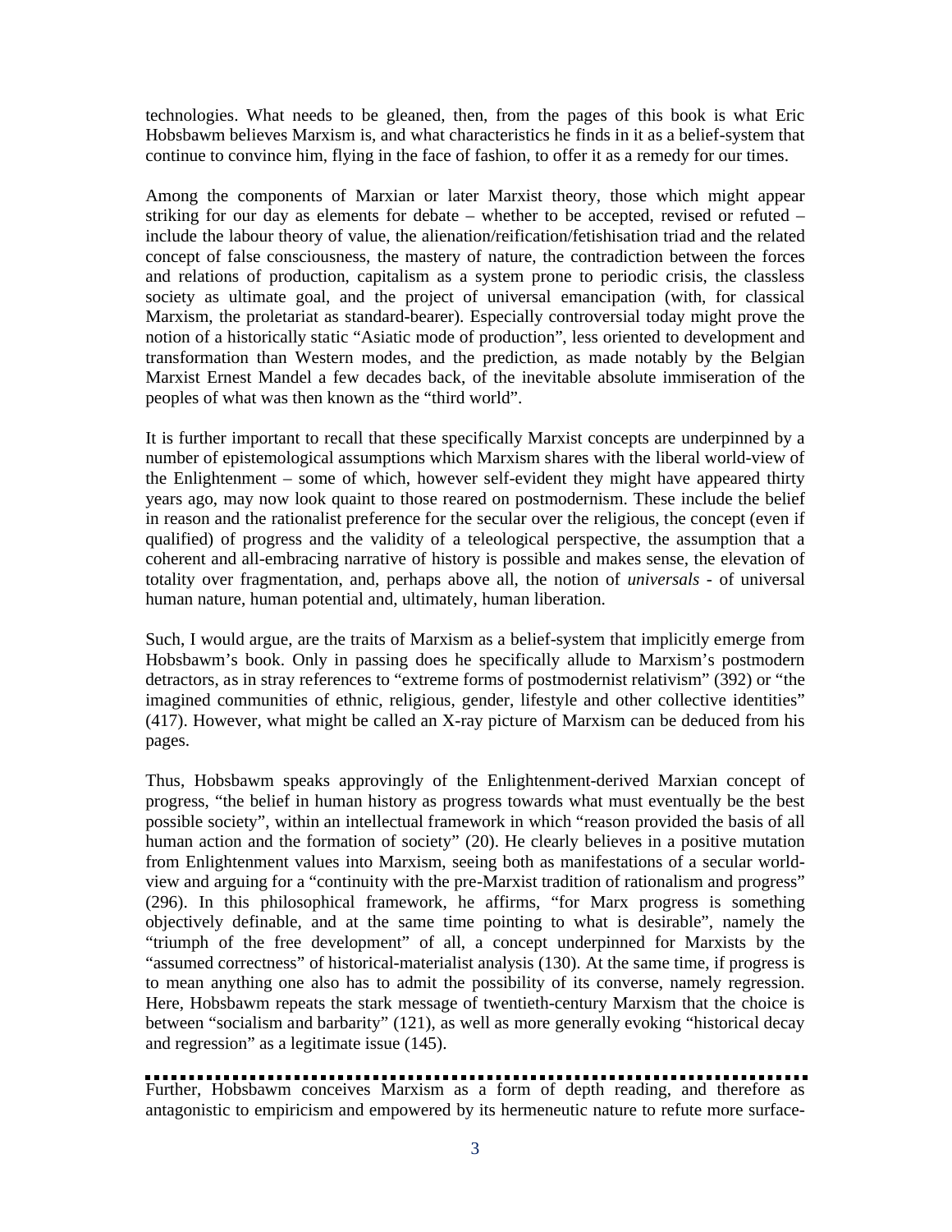technologies. What needs to be gleaned, then, from the pages of this book is what Eric Hobsbawm believes Marxism is, and what characteristics he finds in it as a belief-system that continue to convince him, flying in the face of fashion, to offer it as a remedy for our times.

Among the components of Marxian or later Marxist theory, those which might appear striking for our day as elements for debate – whether to be accepted, revised or refuted – include the labour theory of value, the alienation/reification/fetishisation triad and the related concept of false consciousness, the mastery of nature, the contradiction between the forces and relations of production, capitalism as a system prone to periodic crisis, the classless society as ultimate goal, and the project of universal emancipation (with, for classical Marxism, the proletariat as standard-bearer). Especially controversial today might prove the notion of a historically static "Asiatic mode of production", less oriented to development and transformation than Western modes, and the prediction, as made notably by the Belgian Marxist Ernest Mandel a few decades back, of the inevitable absolute immiseration of the peoples of what was then known as the "third world".

It is further important to recall that these specifically Marxist concepts are underpinned by a number of epistemological assumptions which Marxism shares with the liberal world-view of the Enlightenment – some of which, however self-evident they might have appeared thirty years ago, may now look quaint to those reared on postmodernism. These include the belief in reason and the rationalist preference for the secular over the religious, the concept (even if qualified) of progress and the validity of a teleological perspective, the assumption that a coherent and all-embracing narrative of history is possible and makes sense, the elevation of totality over fragmentation, and, perhaps above all, the notion of *universals* - of universal human nature, human potential and, ultimately, human liberation.

Such, I would argue, are the traits of Marxism as a belief-system that implicitly emerge from Hobsbawm's book. Only in passing does he specifically allude to Marxism's postmodern detractors, as in stray references to "extreme forms of postmodernist relativism" (392) or "the imagined communities of ethnic, religious, gender, lifestyle and other collective identities" (417). However, what might be called an X-ray picture of Marxism can be deduced from his pages.

Thus, Hobsbawm speaks approvingly of the Enlightenment-derived Marxian concept of progress, "the belief in human history as progress towards what must eventually be the best possible society", within an intellectual framework in which "reason provided the basis of all human action and the formation of society" (20). He clearly believes in a positive mutation from Enlightenment values into Marxism, seeing both as manifestations of a secular world-view and arguing for a "continuity with the pre-Marxist tradition of rationalism and progress" (296). In this philosophical framework, he affirms, "for Marx progress is something objectively definable, and at the same time pointing to what is desirable", namely the "triumph of the free development" of all, a concept underpinned for Marxists by the "assumed correctness" of historical-materialist analysis (130). At the same time, if progress is to mean anything one also has to admit the possibility of its converse, namely regression. Here, Hobsbawm repeats the stark message of twentieth-century Marxism that the choice is between "socialism and barbarity" (121), as well as more generally evoking "historical decay and regression" as a legitimate issue (145).

Further, Hobsbawm conceives Marxism as a form of depth reading, and therefore as antagonistic to empiricism and empowered by its hermeneutic nature to refute more surface-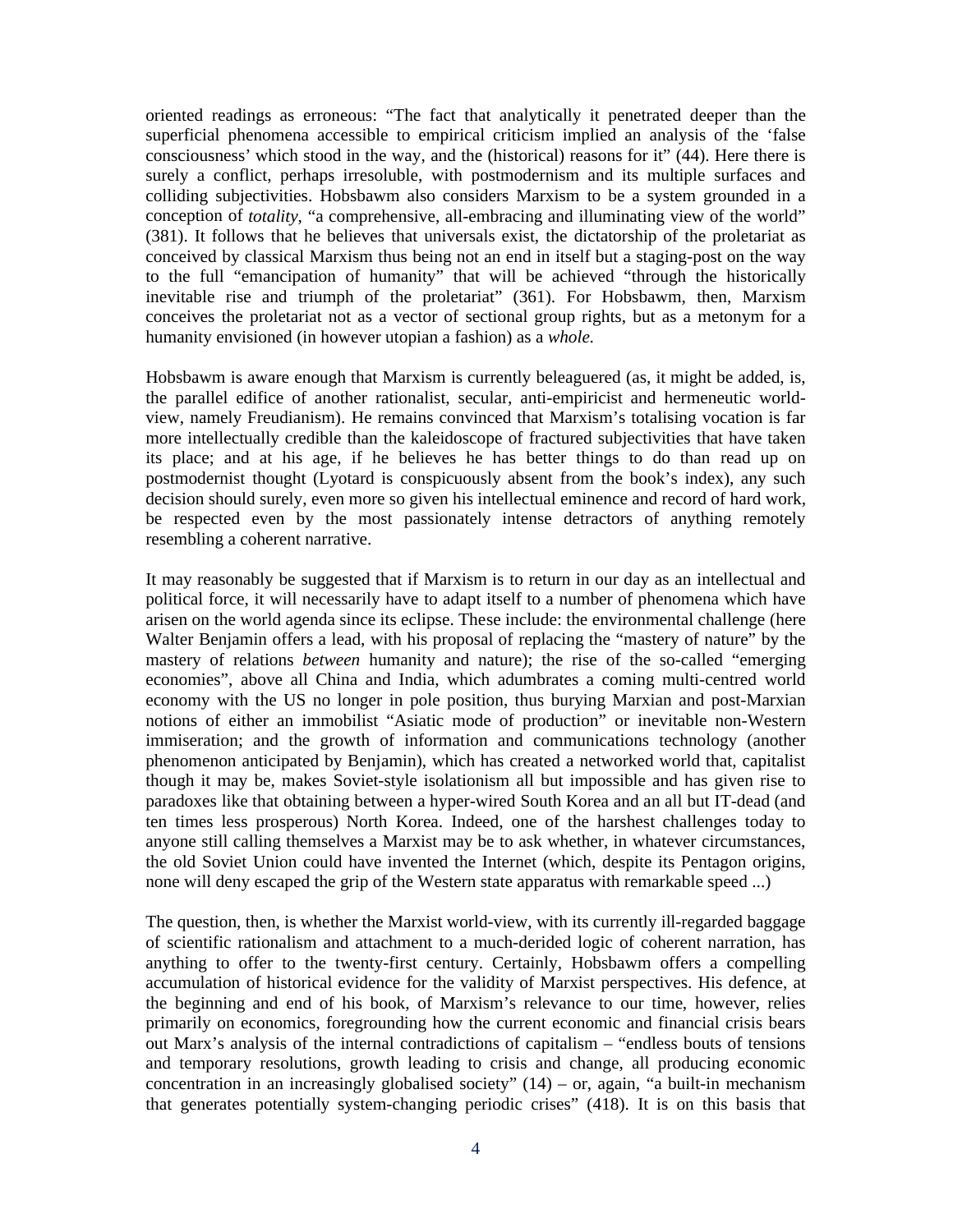oriented readings as erroneous: "The fact that analytically it penetrated deeper than the superficial phenomena accessible to empirical criticism implied an analysis of the 'false consciousness' which stood in the way, and the (historical) reasons for it" (44). Here there is surely a conflict, perhaps irresoluble, with postmodernism and its multiple surfaces and colliding subjectivities. Hobsbawm also considers Marxism to be a system grounded in a conception of *totality*, "a comprehensive, all-embracing and illuminating view of the world" (381). It follows that he believes that universals exist, the dictatorship of the proletariat as conceived by classical Marxism thus being not an end in itself but a staging-post on the way to the full "emancipation of humanity" that will be achieved "through the historically inevitable rise and triumph of the proletariat" (361). For Hobsbawm, then, Marxism conceives the proletariat not as a vector of sectional group rights, but as a metonym for a humanity envisioned (in however utopian a fashion) as a *whole.*

Hobsbawm is aware enough that Marxism is currently beleaguered (as, it might be added, is, the parallel edifice of another rationalist, secular, anti-empiricist and hermeneutic world-view, namely Freudianism). He remains convinced that Marxism's totalising vocation is far more intellectually credible than the kaleidoscope of fractured subjectivities that have taken its place; and at his age, if he believes he has better things to do than read up on postmodernist thought (Lyotard is conspicuously absent from the book's index), any such decision should surely, even more so given his intellectual eminence and record of hard work, be respected even by the most passionately intense detractors of anything remotely resembling a coherent narrative.

It may reasonably be suggested that if Marxism is to return in our day as an intellectual and political force, it will necessarily have to adapt itself to a number of phenomena which have arisen on the world agenda since its eclipse. These include: the environmental challenge (here Walter Benjamin offers a lead, with his proposal of replacing the "mastery of nature" by the mastery of relations *between* humanity and nature); the rise of the so-called "emerging economies", above all China and India, which adumbrates a coming multi-centred world economy with the US no longer in pole position, thus burying Marxian and post-Marxian notions of either an immobilist "Asiatic mode of production" or inevitable non-Western immiseration; and the growth of information and communications technology (another phenomenon anticipated by Benjamin), which has created a networked world that, capitalist though it may be, makes Soviet-style isolationism all but impossible and has given rise to paradoxes like that obtaining between a hyper-wired South Korea and an all but IT-dead (and ten times less prosperous) North Korea. Indeed, one of the harshest challenges today to anyone still calling themselves a Marxist may be to ask whether, in whatever circumstances, the old Soviet Union could have invented the Internet (which, despite its Pentagon origins, none will deny escaped the grip of the Western state apparatus with remarkable speed ...)

The question, then, is whether the Marxist world-view, with its currently ill-regarded baggage of scientific rationalism and attachment to a much-derided logic of coherent narration, has anything to offer to the twenty-first century. Certainly, Hobsbawm offers a compelling accumulation of historical evidence for the validity of Marxist perspectives. His defence, at the beginning and end of his book, of Marxism's relevance to our time, however, relies primarily on economics, foregrounding how the current economic and financial crisis bears out Marx's analysis of the internal contradictions of capitalism – "endless bouts of tensions and temporary resolutions, growth leading to crisis and change, all producing economic concentration in an increasingly globalised society" (14) – or, again, "a built-in mechanism that generates potentially system-changing periodic crises" (418). It is on this basis that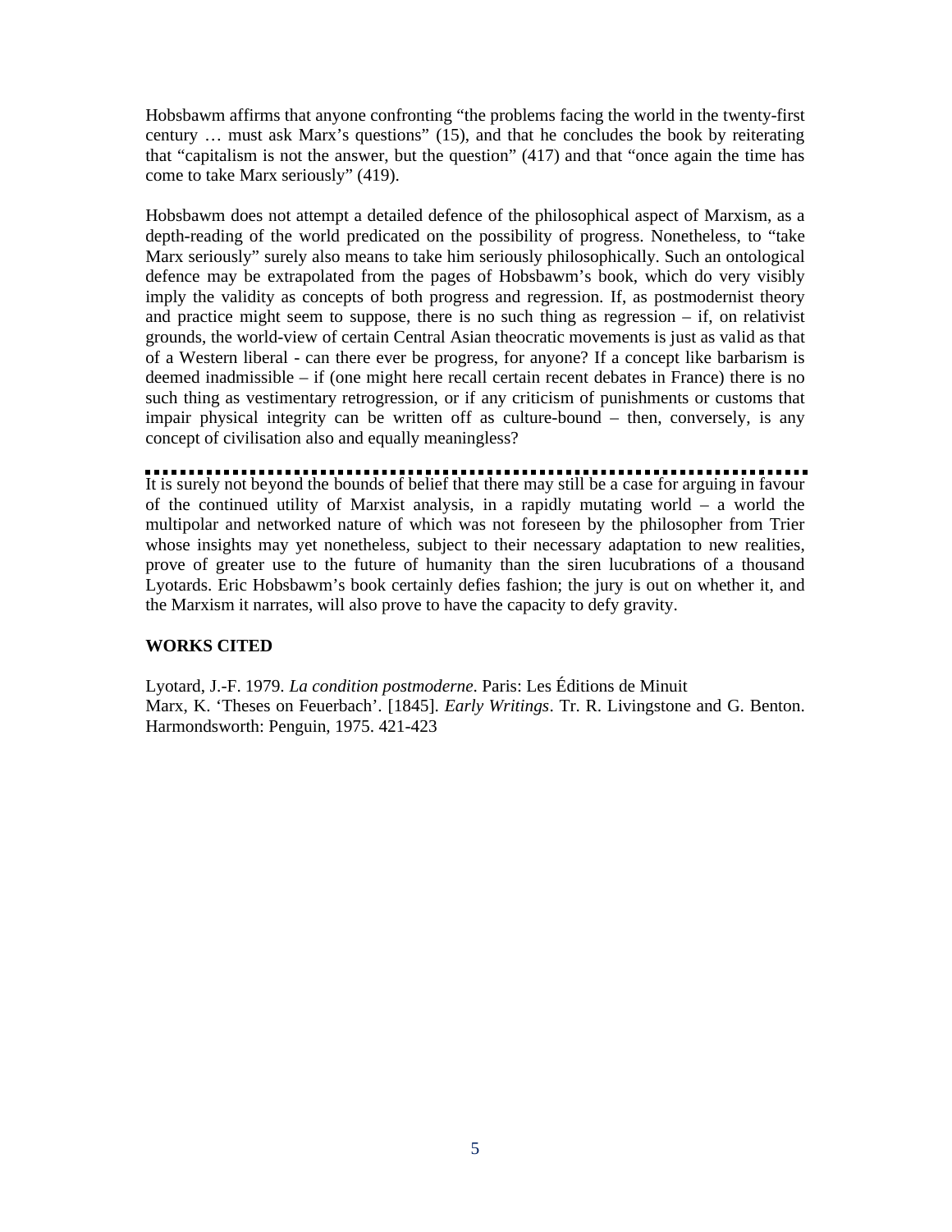Hobsbawm affirms that anyone confronting "the problems facing the world in the twenty-first century … must ask Marx's questions" (15), and that he concludes the book by reiterating that "capitalism is not the answer, but the question" (417) and that "once again the time has come to take Marx seriously" (419).

Hobsbawm does not attempt a detailed defence of the philosophical aspect of Marxism, as a depth-reading of the world predicated on the possibility of progress. Nonetheless, to "take Marx seriously" surely also means to take him seriously philosophically. Such an ontological defence may be extrapolated from the pages of Hobsbawm's book, which do very visibly imply the validity as concepts of both progress and regression. If, as postmodernist theory and practice might seem to suppose, there is no such thing as regression – if, on relativist grounds, the world-view of certain Central Asian theocratic movements is just as valid as that of a Western liberal - can there ever be progress, for anyone? If a concept like barbarism is deemed inadmissible – if (one might here recall certain recent debates in France) there is no such thing as vestimentary retrogression, or if any criticism of punishments or customs that impair physical integrity can be written off as culture-bound – then, conversely, is any concept of civilisation also and equally meaningless?

---

It is surely not beyond the bounds of belief that there may still be a case for arguing in favour of the continued utility of Marxist analysis, in a rapidly mutating world – a world the multipolar and networked nature of which was not foreseen by the philosopher from Trier whose insights may yet nonetheless, subject to their necessary adaptation to new realities, prove of greater use to the future of humanity than the siren lucubrations of a thousand Lyotards. Eric Hobsbawm's book certainly defies fashion; the jury is out on whether it, and the Marxism it narrates, will also prove to have the capacity to defy gravity.

**WORKS CITED**

Lyotard, J.-F. 1979. *La condition postmoderne*. Paris: Les Éditions de Minuit

Marx, K. 'Theses on Feuerbach'. [1845]. *Early Writings*. Tr. R. Livingstone and G. Benton. Harmondsworth: Penguin, 1975. 421-423